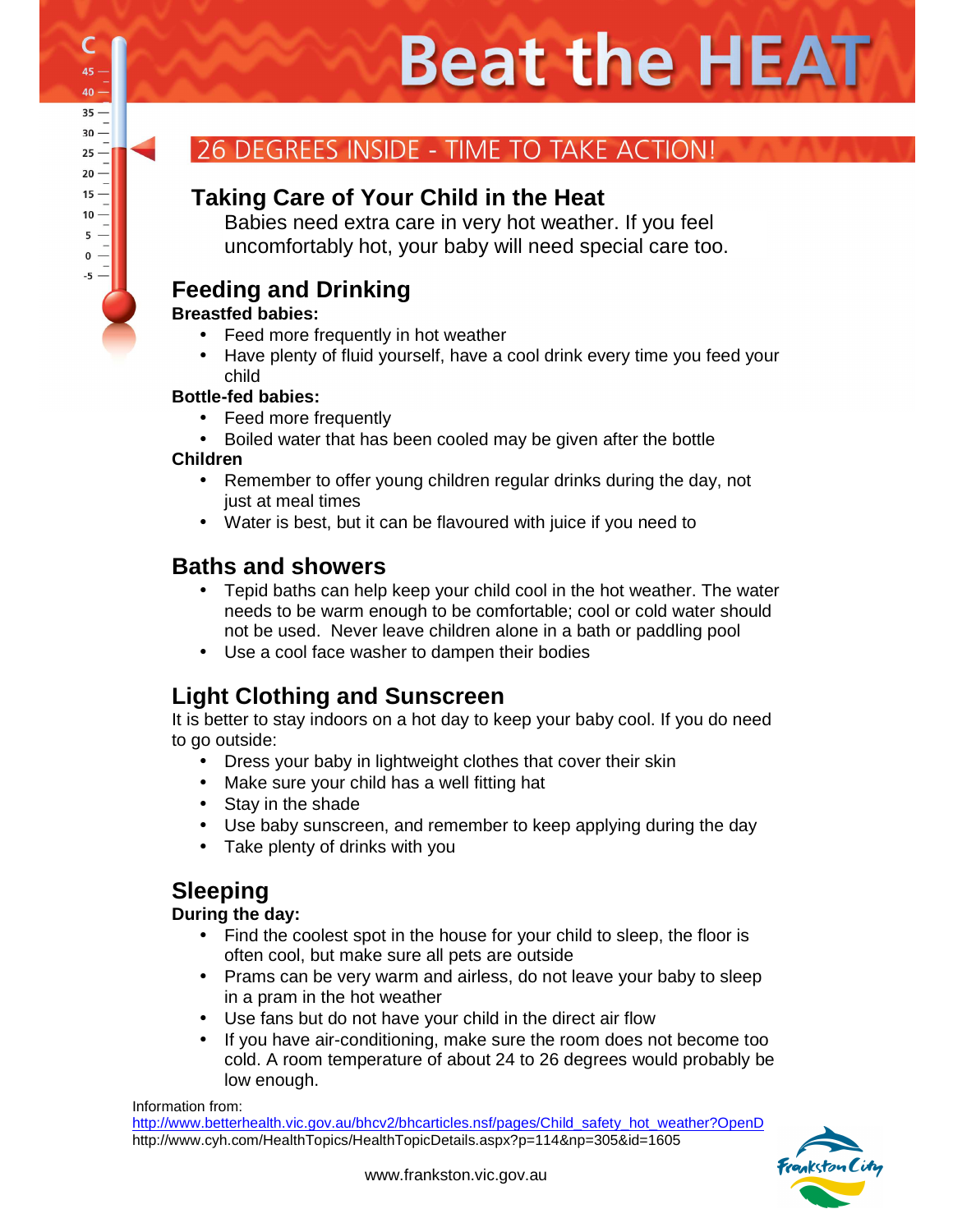# Beat the HEAT

## 26 DEGREES INSIDE - TIME TO TAKE ACTION!

### Taking Care of Your Child in the Heat

Babies need extra care in very hot weather. If you feel uncomfortably hot, your baby will need special care too.

## Feeding and Drinking

**Breastfed babies:**

- Feed more frequently in hot weather
- Have plenty of fluid yourself, have a cool drink every time you feed your child

**Bottle-fed babies:**

- Feed more frequently
- Boiled water that has been cooled may be given after the bottle

**Children**

- Remember to offer young children regular drinks during the day, not just at meal times
- Water is best, but it can be flavoured with juice if you need to

## Baths and showers

- Tepid baths can help keep your child cool in the hot weather. The water needs to be warm enough to be comfortable; cool or cold water should not be used. Never leave children alone in a bath or paddling pool
- Use a cool face washer to dampen their bodies

## Light Clothing and Sunscreen

It is better to stay indoors on a hot day to keep your baby cool. If you do need to go outside:

- Dress your baby in lightweight clothes that cover their skin
- Make sure your child has a well fitting hat
- Stay in the shade
- Use baby sunscreen, and remember to keep applying during the day
- Take plenty of drinks with you

## Sleeping

**During the day:**

- Find the coolest spot in the house for your child to sleep, the floor is often cool, but make sure all pets are outside
- Prams can be very warm and airless, do not leave your baby to sleep in a pram in the hot weather
- Use fans but do not have your child in the direct air flow
- If you have air-conditioning, make sure the room does not become too cold. A room temperature of about 24 to 26 degrees would probably be low enough.

Information from:
http://www.betterhealth.vic.gov.au/bhcv2/bhcarticles.nsf/pages/Child_safety_hot_weather?OpenD
http://www.cyh.com/HealthTopics/HealthTopicDetails.aspx?p=114&np=305&id=1605

www.frankston.vic.gov.au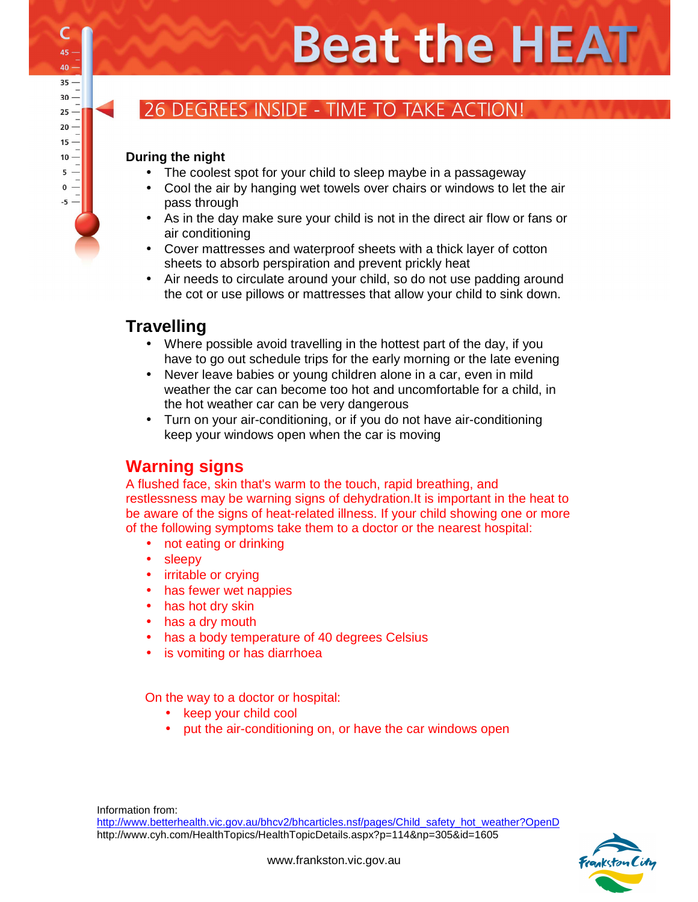# Beat the HEAT

## 26 DEGREES INSIDE - TIME TO TAKE ACTION!

**During the night**

- The coolest spot for your child to sleep maybe in a passageway
- Cool the air by hanging wet towels over chairs or windows to let the air pass through
- As in the day make sure your child is not in the direct air flow or fans or air conditioning
- Cover mattresses and waterproof sheets with a thick layer of cotton sheets to absorb perspiration and prevent prickly heat
- Air needs to circulate around your child, so do not use padding around the cot or use pillows or mattresses that allow your child to sink down.

## Travelling

- Where possible avoid travelling in the hottest part of the day, if you have to go out schedule trips for the early morning or the late evening
- Never leave babies or young children alone in a car, even in mild weather the car can become too hot and uncomfortable for a child, in the hot weather car can be very dangerous
- Turn on your air-conditioning, or if you do not have air-conditioning keep your windows open when the car is moving

## Warning signs

A flushed face, skin that's warm to the touch, rapid breathing, and restlessness may be warning signs of dehydration.It is important in the heat to be aware of the signs of heat-related illness. If your child showing one or more of the following symptoms take them to a doctor or the nearest hospital:

- not eating or drinking
- sleepy
- irritable or crying
- has fewer wet nappies
- has hot dry skin
- has a dry mouth
- has a body temperature of 40 degrees Celsius
- is vomiting or has diarrhoea

On the way to a doctor or hospital:

- keep your child cool
- put the air-conditioning on, or have the car windows open

Information from:
http://www.betterhealth.vic.gov.au/bhcv2/bhcarticles.nsf/pages/Child_safety_hot_weather?OpenD
http://www.cyh.com/HealthTopics/HealthTopicDetails.aspx?p=114&np=305&id=1605

www.frankston.vic.gov.au